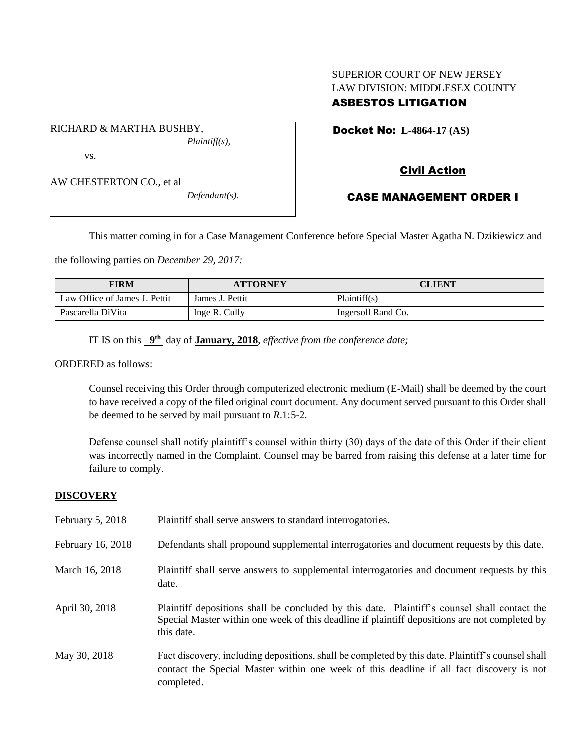SUPERIOR COURT OF NEW JERSEY
LAW DIVISION: MIDDLESEX COUNTY
**ASBESTOS LITIGATION**

RICHARD & MARTHA BUSHBY,
*Plaintiff(s),*

vs.

AW CHESTERTON CO., et al
*Defendant(s).*

**Docket No: L-4864-17 (AS)**

**Civil Action**

**CASE MANAGEMENT ORDER I**

This matter coming in for a Case Management Conference before Special Master Agatha N. Dzikiewicz and the following parties on ***December 29, 2017:***

| FIRM | ATTORNEY | CLIENT |
|---|---|---|
| Law Office of James J. Pettit | James J. Pettit | Plaintiff(s) |
| Pascarella DiVita | Inge R. Cully | Ingersoll Rand Co. |

IT IS on this **9th** day of **January, 2018**, *effective from the conference date;*

ORDERED as follows:

Counsel receiving this Order through computerized electronic medium (E-Mail) shall be deemed by the court to have received a copy of the filed original court document. Any document served pursuant to this Order shall be deemed to be served by mail pursuant to *R*.1:5-2.

Defense counsel shall notify plaintiff's counsel within thirty (30) days of the date of this Order if their client was incorrectly named in the Complaint. Counsel may be barred from raising this defense at a later time for failure to comply.

## DISCOVERY

| | |
|---|---|
| February 5, 2018 | Plaintiff shall serve answers to standard interrogatories. |
| February 16, 2018 | Defendants shall propound supplemental interrogatories and document requests by this date. |
| March 16, 2018 | Plaintiff shall serve answers to supplemental interrogatories and document requests by this date. |
| April 30, 2018 | Plaintiff depositions shall be concluded by this date. Plaintiff's counsel shall contact the Special Master within one week of this deadline if plaintiff depositions are not completed by this date. |
| May 30, 2018 | Fact discovery, including depositions, shall be completed by this date. Plaintiff's counsel shall contact the Special Master within one week of this deadline if all fact discovery is not completed. |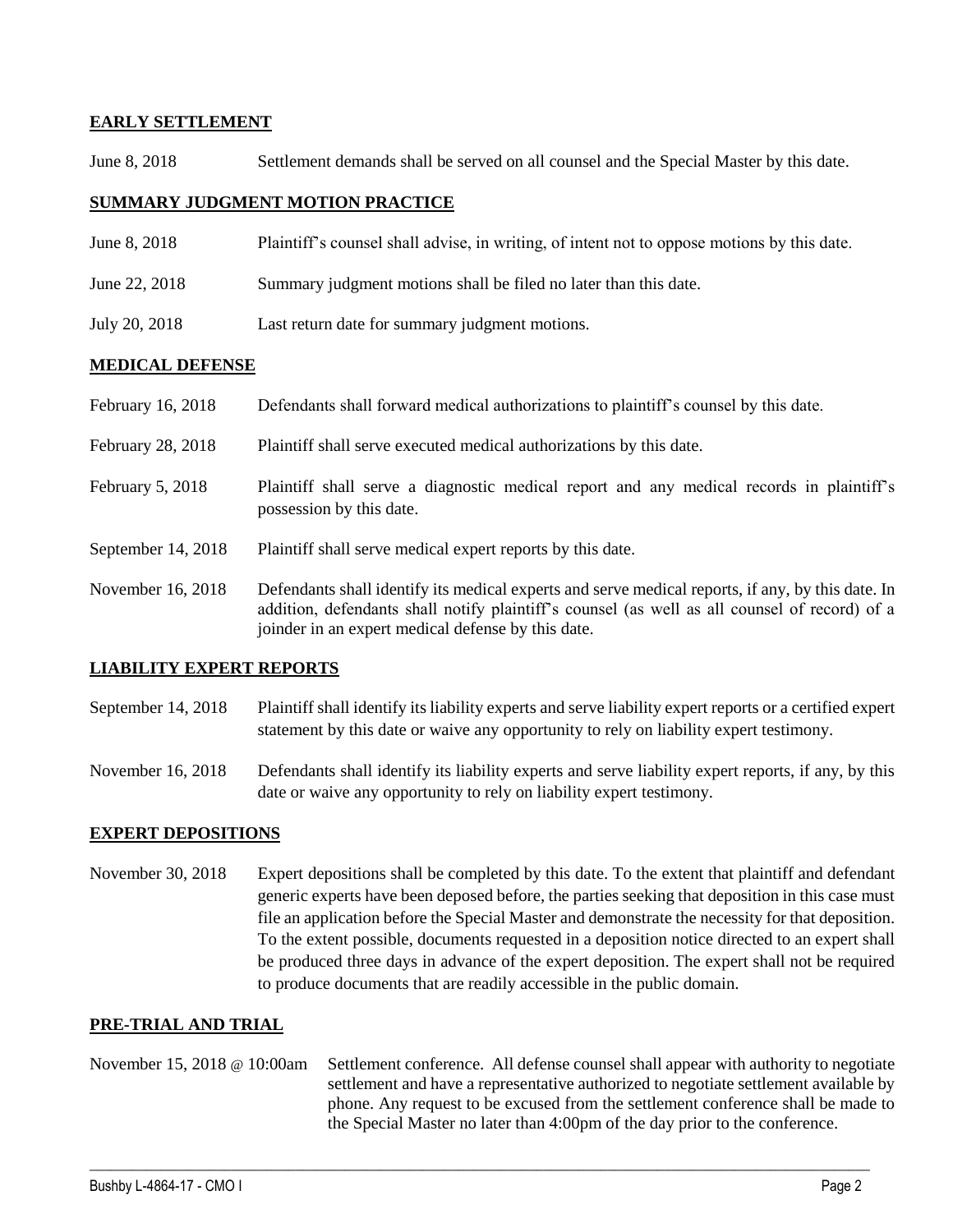**EARLY SETTLEMENT**

June 8, 2018 Settlement demands shall be served on all counsel and the Special Master by this date.

**SUMMARY JUDGMENT MOTION PRACTICE**

June 8, 2018 Plaintiff's counsel shall advise, in writing, of intent not to oppose motions by this date.

June 22, 2018 Summary judgment motions shall be filed no later than this date.

July 20, 2018 Last return date for summary judgment motions.

**MEDICAL DEFENSE**

February 16, 2018 Defendants shall forward medical authorizations to plaintiff's counsel by this date.

February 28, 2018 Plaintiff shall serve executed medical authorizations by this date.

February 5, 2018 Plaintiff shall serve a diagnostic medical report and any medical records in plaintiff's possession by this date.

September 14, 2018 Plaintiff shall serve medical expert reports by this date.

November 16, 2018 Defendants shall identify its medical experts and serve medical reports, if any, by this date. In addition, defendants shall notify plaintiff's counsel (as well as all counsel of record) of a joinder in an expert medical defense by this date.

**LIABILITY EXPERT REPORTS**

September 14, 2018 Plaintiff shall identify its liability experts and serve liability expert reports or a certified expert statement by this date or waive any opportunity to rely on liability expert testimony.

November 16, 2018 Defendants shall identify its liability experts and serve liability expert reports, if any, by this date or waive any opportunity to rely on liability expert testimony.

**EXPERT DEPOSITIONS**

November 30, 2018 Expert depositions shall be completed by this date. To the extent that plaintiff and defendant generic experts have been deposed before, the parties seeking that deposition in this case must file an application before the Special Master and demonstrate the necessity for that deposition. To the extent possible, documents requested in a deposition notice directed to an expert shall be produced three days in advance of the expert deposition. The expert shall not be required to produce documents that are readily accessible in the public domain.

**PRE-TRIAL AND TRIAL**

November 15, 2018 @ 10:00am Settlement conference. All defense counsel shall appear with authority to negotiate settlement and have a representative authorized to negotiate settlement available by phone. Any request to be excused from the settlement conference shall be made to the Special Master no later than 4:00pm of the day prior to the conference.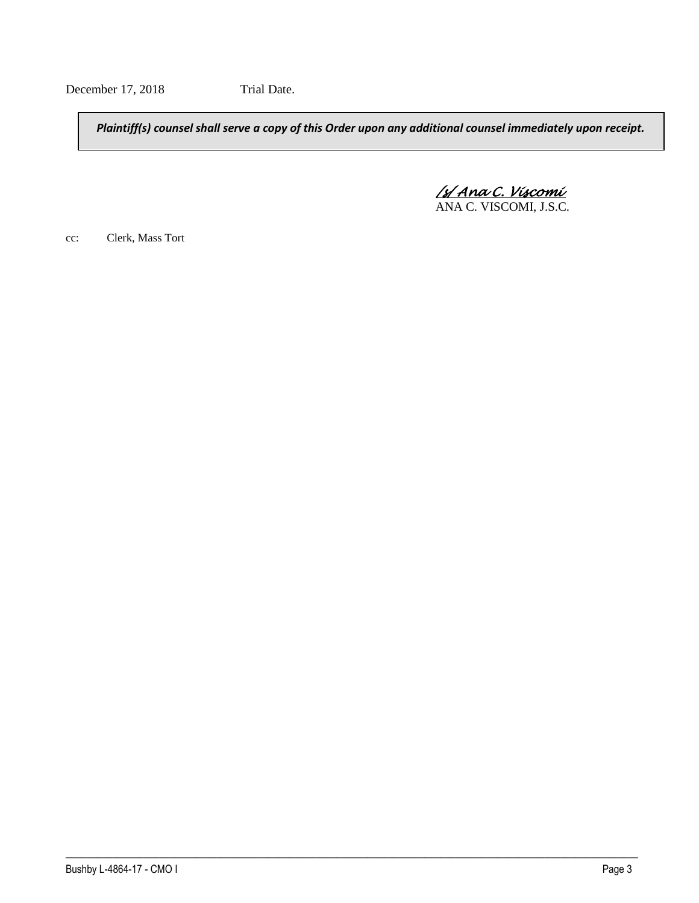| | |
|---|---|
| December 17, 2018 | Trial Date. |

***Plaintiff(s) counsel shall serve a copy of this Order upon any additional counsel immediately upon receipt.***

*/s/ Ana C. Viscomi*
ANA C. VISCOMI, J.S.C.

cc: Clerk, Mass Tort